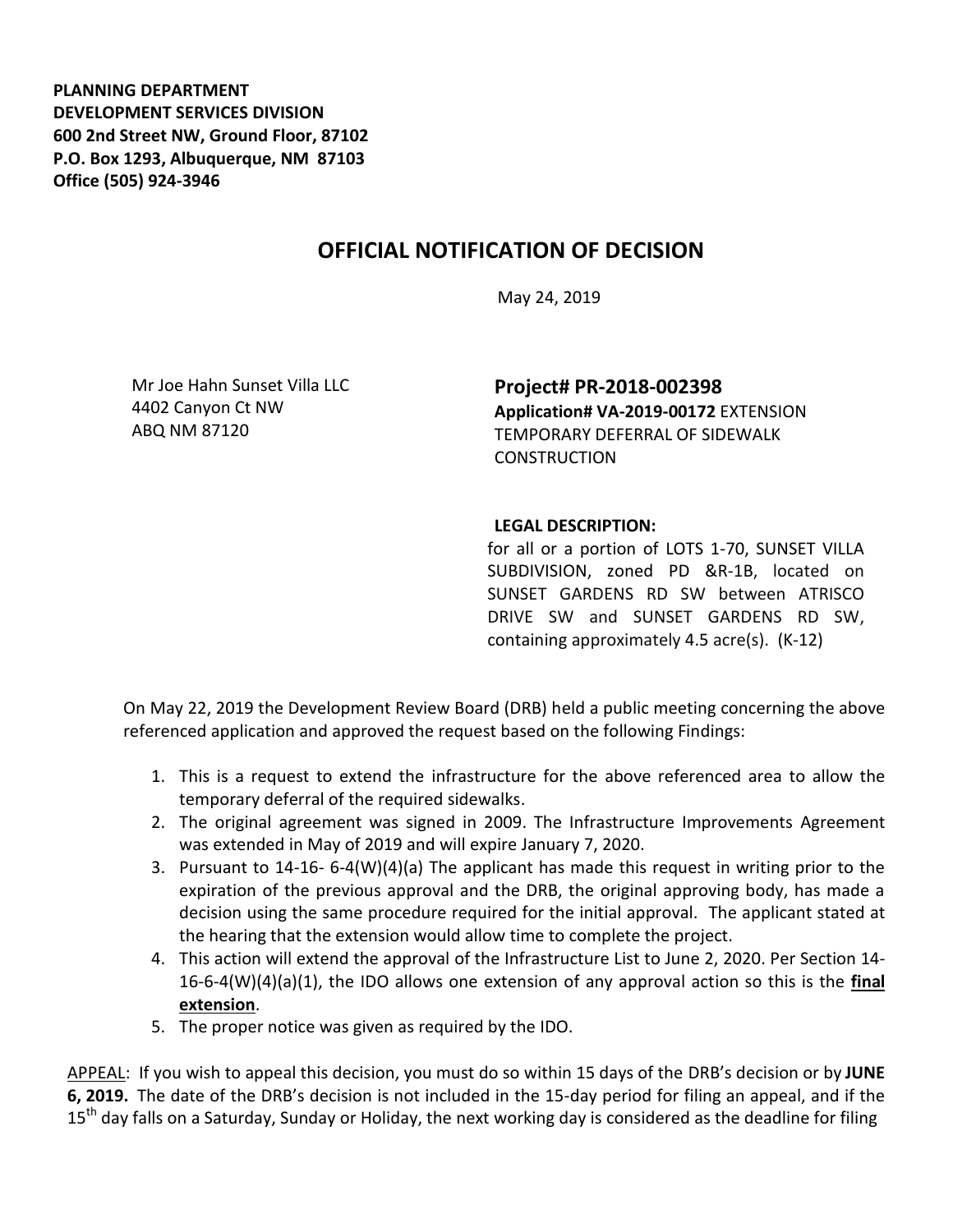**PLANNING DEPARTMENT**
**DEVELOPMENT SERVICES DIVISION**
**600 2nd Street NW, Ground Floor, 87102**
**P.O. Box 1293, Albuquerque, NM 87103**
**Office (505) 924-3946**

# OFFICIAL NOTIFICATION OF DECISION

May 24, 2019

Mr Joe Hahn Sunset Villa LLC
4402 Canyon Ct NW
ABQ NM 87120

**Project# PR-2018-002398**
**Application# VA-2019-00172** EXTENSION TEMPORARY DEFERRAL OF SIDEWALK CONSTRUCTION

**LEGAL DESCRIPTION:**
for all or a portion of LOTS 1-70, SUNSET VILLA SUBDIVISION, zoned PD &R-1B, located on SUNSET GARDENS RD SW between ATRISCO DRIVE SW and SUNSET GARDENS RD SW, containing approximately 4.5 acre(s). (K-12)

On May 22, 2019 the Development Review Board (DRB) held a public meeting concerning the above referenced application and approved the request based on the following Findings:

1. This is a request to extend the infrastructure for the above referenced area to allow the temporary deferral of the required sidewalks.
2. The original agreement was signed in 2009. The Infrastructure Improvements Agreement was extended in May of 2019 and will expire January 7, 2020.
3. Pursuant to 14-16- 6-4(W)(4)(a) The applicant has made this request in writing prior to the expiration of the previous approval and the DRB, the original approving body, has made a decision using the same procedure required for the initial approval. The applicant stated at the hearing that the extension would allow time to complete the project.
4. This action will extend the approval of the Infrastructure List to June 2, 2020. Per Section 14-16-6-4(W)(4)(a)(1), the IDO allows one extension of any approval action so this is the **final extension**.
5. The proper notice was given as required by the IDO.

APPEAL: If you wish to appeal this decision, you must do so within 15 days of the DRB's decision or by **JUNE 6, 2019.** The date of the DRB's decision is not included in the 15-day period for filing an appeal, and if the 15th day falls on a Saturday, Sunday or Holiday, the next working day is considered as the deadline for filing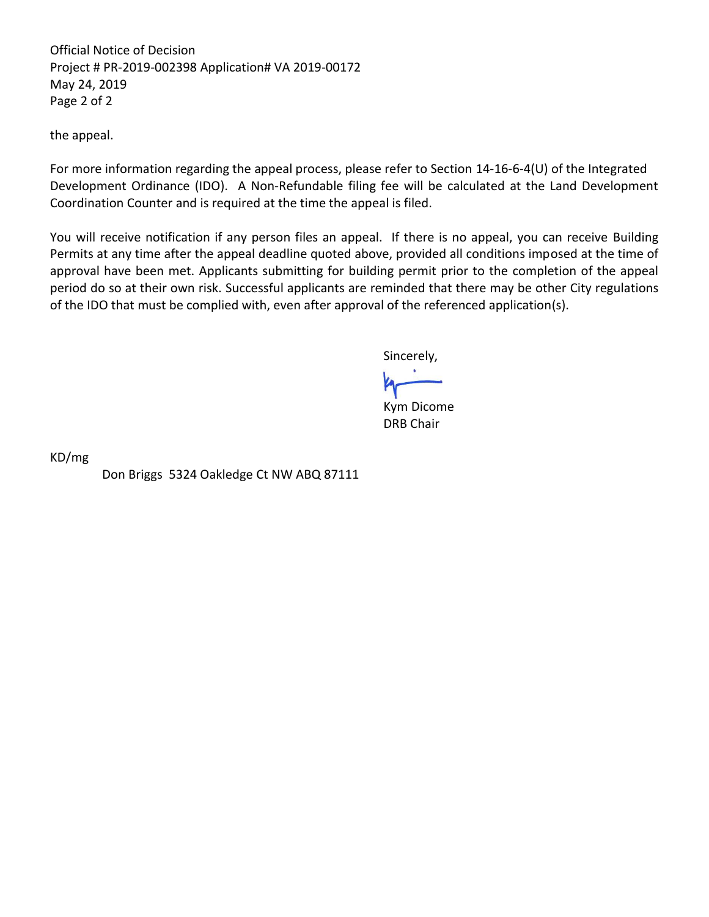the appeal.

For more information regarding the appeal process, please refer to Section 14-16-6-4(U) of the Integrated Development Ordinance (IDO). A Non-Refundable filing fee will be calculated at the Land Development Coordination Counter and is required at the time the appeal is filed.

You will receive notification if any person files an appeal. If there is no appeal, you can receive Building Permits at any time after the appeal deadline quoted above, provided all conditions imposed at the time of approval have been met. Applicants submitting for building permit prior to the completion of the appeal period do so at their own risk. Successful applicants are reminded that there may be other City regulations of the IDO that must be complied with, even after approval of the referenced application(s).

Sincerely,

Kym Dicome
DRB Chair

KD/mg

Don Briggs 5324 Oakledge Ct NW ABQ 87111